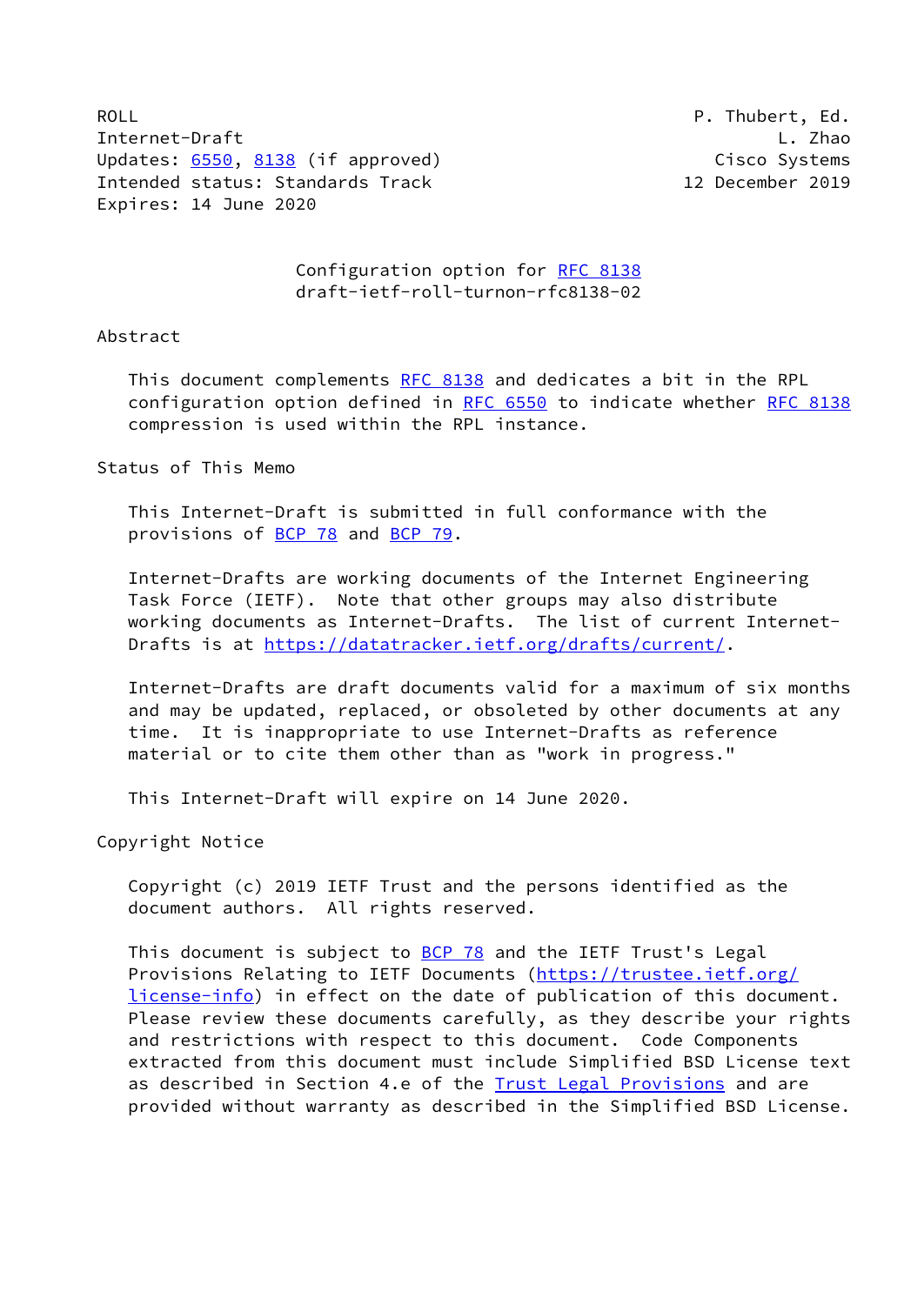ROLL P. Thubert, Ed.
Internet-Draft L. Zhao
Updates: 6550, 8138 (if approved) Cisco Systems
Intended status: Standards Track 12 December 2019
Expires: 14 June 2020

# Configuration option for RFC 8138
draft-ietf-roll-turnon-rfc8138-02

## Abstract

This document complements RFC 8138 and dedicates a bit in the RPL configuration option defined in RFC 6550 to indicate whether RFC 8138 compression is used within the RPL instance.

## Status of This Memo

This Internet-Draft is submitted in full conformance with the provisions of BCP 78 and BCP 79.

Internet-Drafts are working documents of the Internet Engineering Task Force (IETF). Note that other groups may also distribute working documents as Internet-Drafts. The list of current Internet-Drafts is at https://datatracker.ietf.org/drafts/current/.

Internet-Drafts are draft documents valid for a maximum of six months and may be updated, replaced, or obsoleted by other documents at any time. It is inappropriate to use Internet-Drafts as reference material or to cite them other than as "work in progress."

This Internet-Draft will expire on 14 June 2020.

## Copyright Notice

Copyright (c) 2019 IETF Trust and the persons identified as the document authors. All rights reserved.

This document is subject to BCP 78 and the IETF Trust's Legal Provisions Relating to IETF Documents (https://trustee.ietf.org/license-info) in effect on the date of publication of this document. Please review these documents carefully, as they describe your rights and restrictions with respect to this document. Code Components extracted from this document must include Simplified BSD License text as described in Section 4.e of the Trust Legal Provisions and are provided without warranty as described in the Simplified BSD License.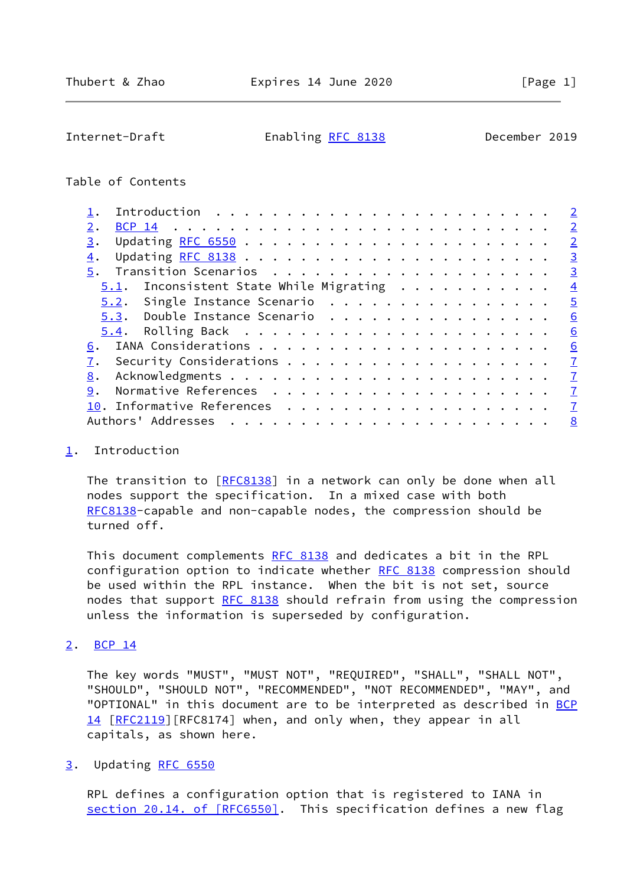Table of Contents

1. Introduction . . . . . . . . . . . . . . . . . . . . . . . . 2
2. BCP 14 . . . . . . . . . . . . . . . . . . . . . . . . . . . 2
3. Updating RFC 6550 . . . . . . . . . . . . . . . . . . . . . 2
4. Updating RFC 8138 . . . . . . . . . . . . . . . . . . . . . 3
5. Transition Scenarios . . . . . . . . . . . . . . . . . . . . 3
   5.1. Inconsistent State While Migrating . . . . . . . . . . . 4
   5.2. Single Instance Scenario . . . . . . . . . . . . . . . . 5
   5.3. Double Instance Scenario . . . . . . . . . . . . . . . . 6
   5.4. Rolling Back . . . . . . . . . . . . . . . . . . . . . . 6
6. IANA Considerations . . . . . . . . . . . . . . . . . . . . . 6
7. Security Considerations . . . . . . . . . . . . . . . . . . . 7
8. Acknowledgments . . . . . . . . . . . . . . . . . . . . . . . 7
9. Normative References . . . . . . . . . . . . . . . . . . . . 7
10. Informative References . . . . . . . . . . . . . . . . . . . 7
Authors' Addresses . . . . . . . . . . . . . . . . . . . . . . . 8

## 1. Introduction

The transition to [RFC8138] in a network can only be done when all nodes support the specification. In a mixed case with both RFC8138-capable and non-capable nodes, the compression should be turned off.

This document complements RFC 8138 and dedicates a bit in the RPL configuration option to indicate whether RFC 8138 compression should be used within the RPL instance. When the bit is not set, source nodes that support RFC 8138 should refrain from using the compression unless the information is superseded by configuration.

## 2. BCP 14

The key words "MUST", "MUST NOT", "REQUIRED", "SHALL", "SHALL NOT", "SHOULD", "SHOULD NOT", "RECOMMENDED", "NOT RECOMMENDED", "MAY", and "OPTIONAL" in this document are to be interpreted as described in BCP 14 [RFC2119][RFC8174] when, and only when, they appear in all capitals, as shown here.

## 3. Updating RFC 6550

RPL defines a configuration option that is registered to IANA in section 20.14. of [RFC6550]. This specification defines a new flag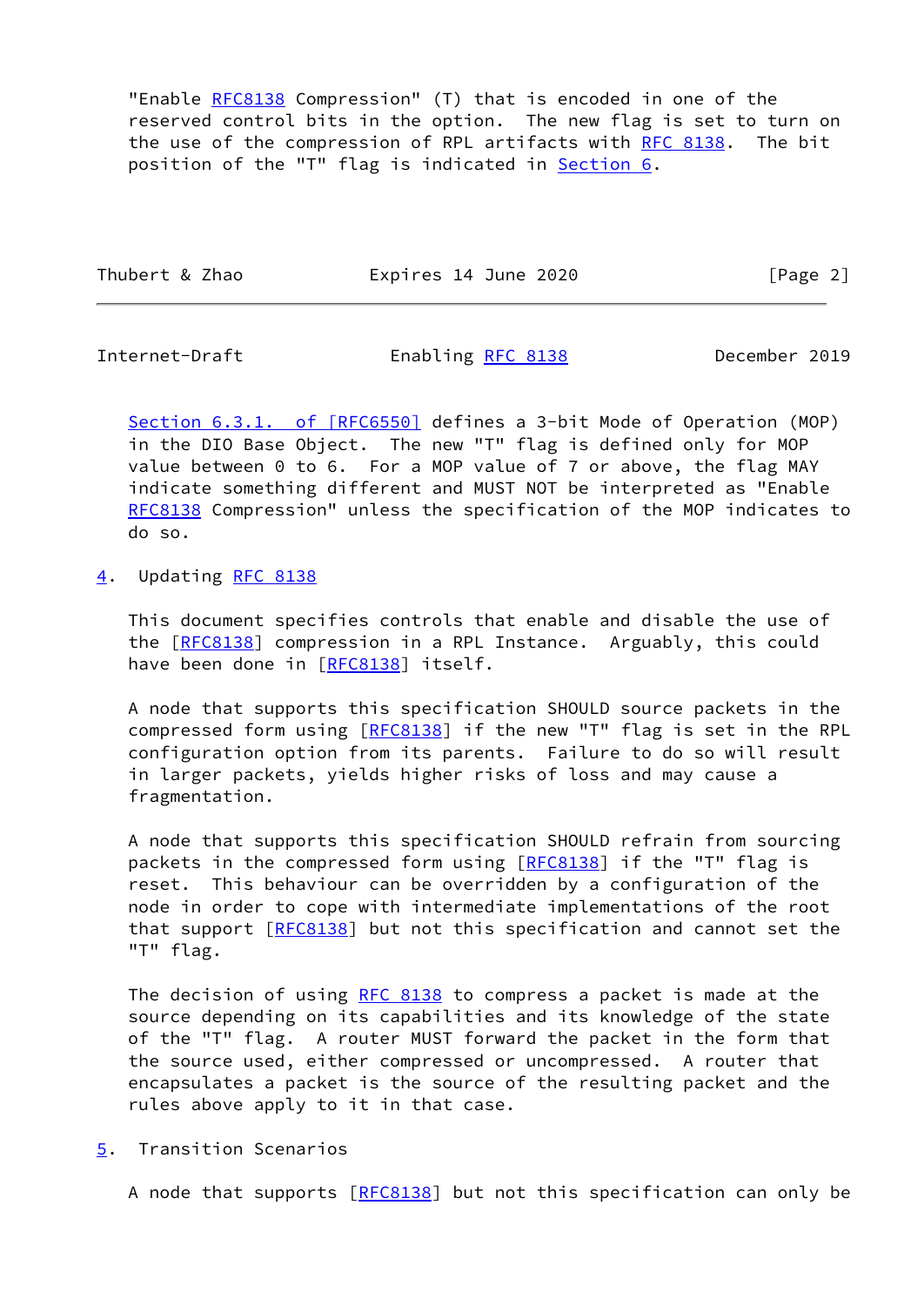"Enable RFC8138 Compression" (T) that is encoded in one of the reserved control bits in the option. The new flag is set to turn on the use of the compression of RPL artifacts with RFC 8138. The bit position of the "T" flag is indicated in Section 6.

Section 6.3.1. of [RFC6550] defines a 3-bit Mode of Operation (MOP) in the DIO Base Object. The new "T" flag is defined only for MOP value between 0 to 6. For a MOP value of 7 or above, the flag MAY indicate something different and MUST NOT be interpreted as "Enable RFC8138 Compression" unless the specification of the MOP indicates to do so.

## 4. Updating RFC 8138

This document specifies controls that enable and disable the use of the [RFC8138] compression in a RPL Instance. Arguably, this could have been done in [RFC8138] itself.

A node that supports this specification SHOULD source packets in the compressed form using [RFC8138] if the new "T" flag is set in the RPL configuration option from its parents. Failure to do so will result in larger packets, yields higher risks of loss and may cause a fragmentation.

A node that supports this specification SHOULD refrain from sourcing packets in the compressed form using [RFC8138] if the "T" flag is reset. This behaviour can be overridden by a configuration of the node in order to cope with intermediate implementations of the root that support [RFC8138] but not this specification and cannot set the "T" flag.

The decision of using RFC 8138 to compress a packet is made at the source depending on its capabilities and its knowledge of the state of the "T" flag. A router MUST forward the packet in the form that the source used, either compressed or uncompressed. A router that encapsulates a packet is the source of the resulting packet and the rules above apply to it in that case.

## 5. Transition Scenarios

A node that supports [RFC8138] but not this specification can only be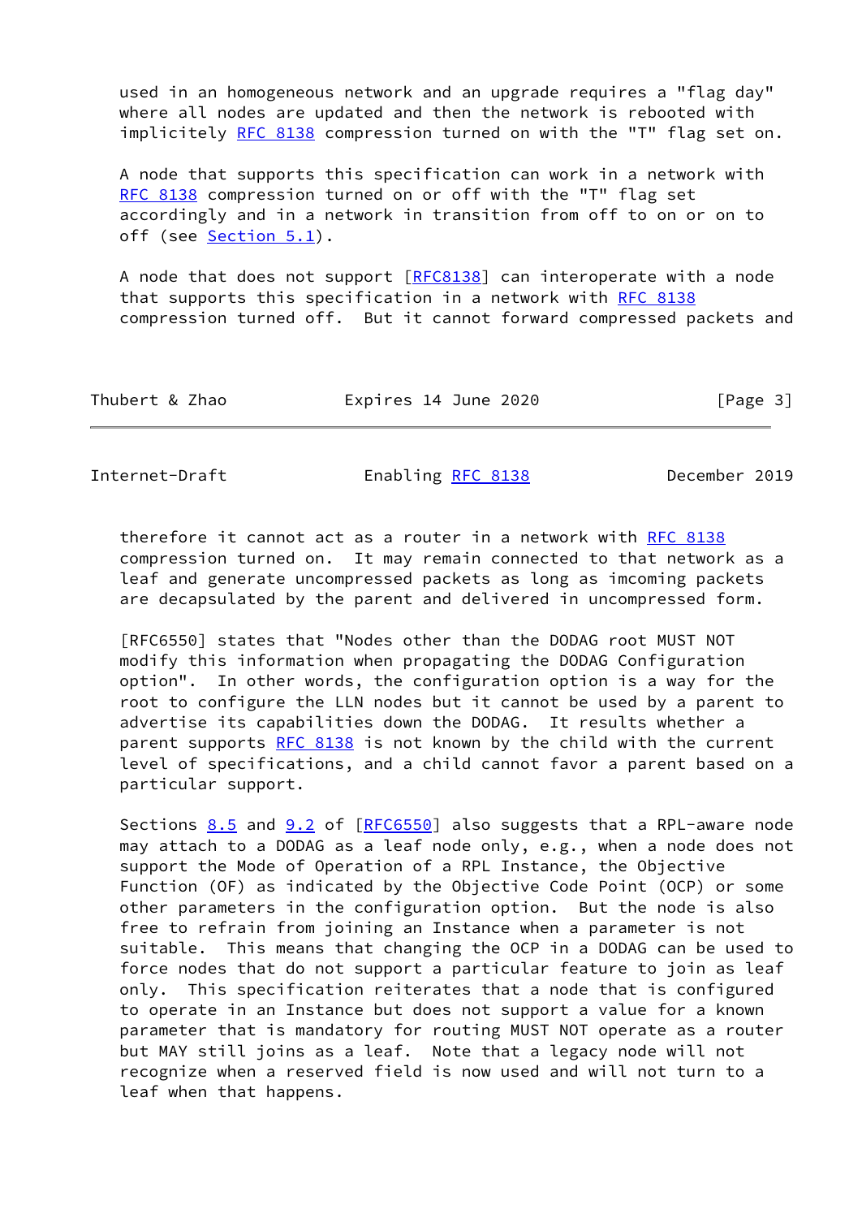used in an homogeneous network and an upgrade requires a "flag day" where all nodes are updated and then the network is rebooted with implicitely RFC 8138 compression turned on with the "T" flag set on.

A node that supports this specification can work in a network with RFC 8138 compression turned on or off with the "T" flag set accordingly and in a network in transition from off to on or on to off (see Section 5.1).

A node that does not support [RFC8138] can interoperate with a node that supports this specification in a network with RFC 8138 compression turned off. But it cannot forward compressed packets and therefore it cannot act as a router in a network with RFC 8138 compression turned on. It may remain connected to that network as a leaf and generate uncompressed packets as long as imcoming packets are decapsulated by the parent and delivered in uncompressed form.

[RFC6550] states that "Nodes other than the DODAG root MUST NOT modify this information when propagating the DODAG Configuration option". In other words, the configuration option is a way for the root to configure the LLN nodes but it cannot be used by a parent to advertise its capabilities down the DODAG. It results whether a parent supports RFC 8138 is not known by the child with the current level of specifications, and a child cannot favor a parent based on a particular support.

Sections 8.5 and 9.2 of [RFC6550] also suggests that a RPL-aware node may attach to a DODAG as a leaf node only, e.g., when a node does not support the Mode of Operation of a RPL Instance, the Objective Function (OF) as indicated by the Objective Code Point (OCP) or some other parameters in the configuration option. But the node is also free to refrain from joining an Instance when a parameter is not suitable. This means that changing the OCP in a DODAG can be used to force nodes that do not support a particular feature to join as leaf only. This specification reiterates that a node that is configured to operate in an Instance but does not support a value for a known parameter that is mandatory for routing MUST NOT operate as a router but MAY still joins as a leaf. Note that a legacy node will not recognize when a reserved field is now used and will not turn to a leaf when that happens.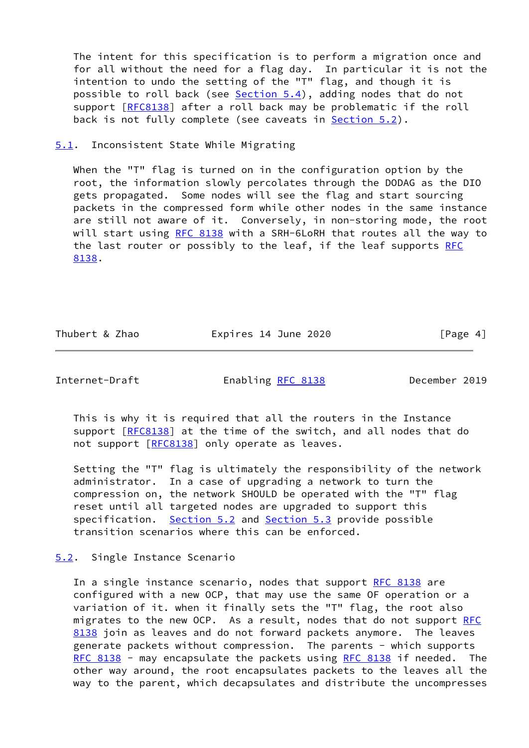The intent for this specification is to perform a migration once and for all without the need for a flag day. In particular it is not the intention to undo the setting of the "T" flag, and though it is possible to roll back (see Section 5.4), adding nodes that do not support [RFC8138] after a roll back may be problematic if the roll back is not fully complete (see caveats in Section 5.2).

## 5.1. Inconsistent State While Migrating

When the "T" flag is turned on in the configuration option by the root, the information slowly percolates through the DODAG as the DIO gets propagated. Some nodes will see the flag and start sourcing packets in the compressed form while other nodes in the same instance are still not aware of it. Conversely, in non-storing mode, the root will start using RFC 8138 with a SRH-6LoRH that routes all the way to the last router or possibly to the leaf, if the leaf supports RFC 8138.

This is why it is required that all the routers in the Instance support [RFC8138] at the time of the switch, and all nodes that do not support [RFC8138] only operate as leaves.

Setting the "T" flag is ultimately the responsibility of the network administrator. In a case of upgrading a network to turn the compression on, the network SHOULD be operated with the "T" flag reset until all targeted nodes are upgraded to support this specification. Section 5.2 and Section 5.3 provide possible transition scenarios where this can be enforced.

## 5.2. Single Instance Scenario

In a single instance scenario, nodes that support RFC 8138 are configured with a new OCP, that may use the same OF operation or a variation of it. when it finally sets the "T" flag, the root also migrates to the new OCP. As a result, nodes that do not support RFC 8138 join as leaves and do not forward packets anymore. The leaves generate packets without compression. The parents - which supports RFC 8138 - may encapsulate the packets using RFC 8138 if needed. The other way around, the root encapsulates packets to the leaves all the way to the parent, which decapsulates and distribute the uncompresses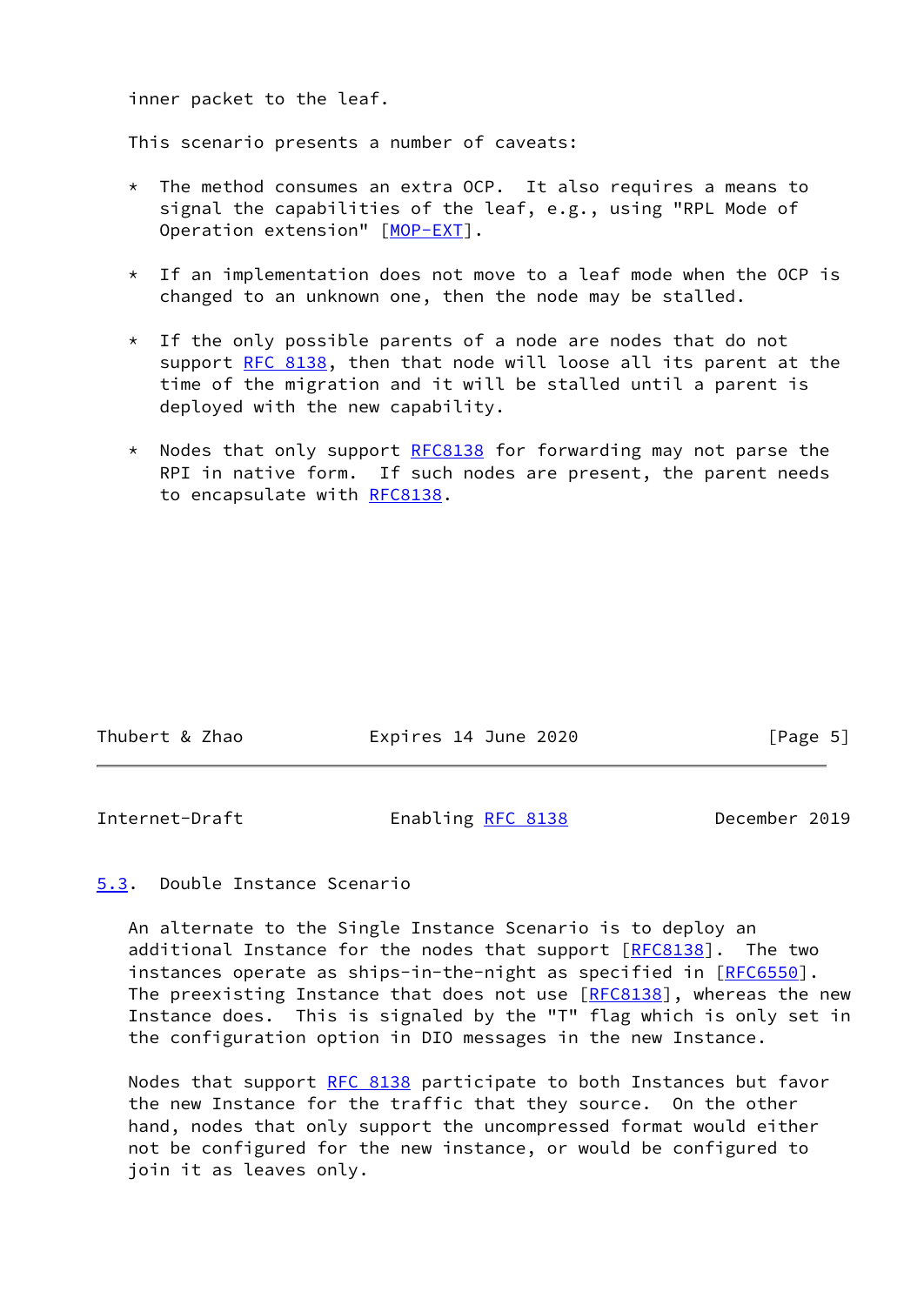inner packet to the leaf.

This scenario presents a number of caveats:

* The method consumes an extra OCP. It also requires a means to signal the capabilities of the leaf, e.g., using "RPL Mode of Operation extension" [MOP-EXT].

* If an implementation does not move to a leaf mode when the OCP is changed to an unknown one, then the node may be stalled.

* If the only possible parents of a node are nodes that do not support RFC 8138, then that node will loose all its parent at the time of the migration and it will be stalled until a parent is deployed with the new capability.

* Nodes that only support RFC8138 for forwarding may not parse the RPI in native form. If such nodes are present, the parent needs to encapsulate with RFC8138.

### 5.3. Double Instance Scenario

An alternate to the Single Instance Scenario is to deploy an additional Instance for the nodes that support [RFC8138]. The two instances operate as ships-in-the-night as specified in [RFC6550]. The preexisting Instance that does not use [RFC8138], whereas the new Instance does. This is signaled by the "T" flag which is only set in the configuration option in DIO messages in the new Instance.

Nodes that support RFC 8138 participate to both Instances but favor the new Instance for the traffic that they source. On the other hand, nodes that only support the uncompressed format would either not be configured for the new instance, or would be configured to join it as leaves only.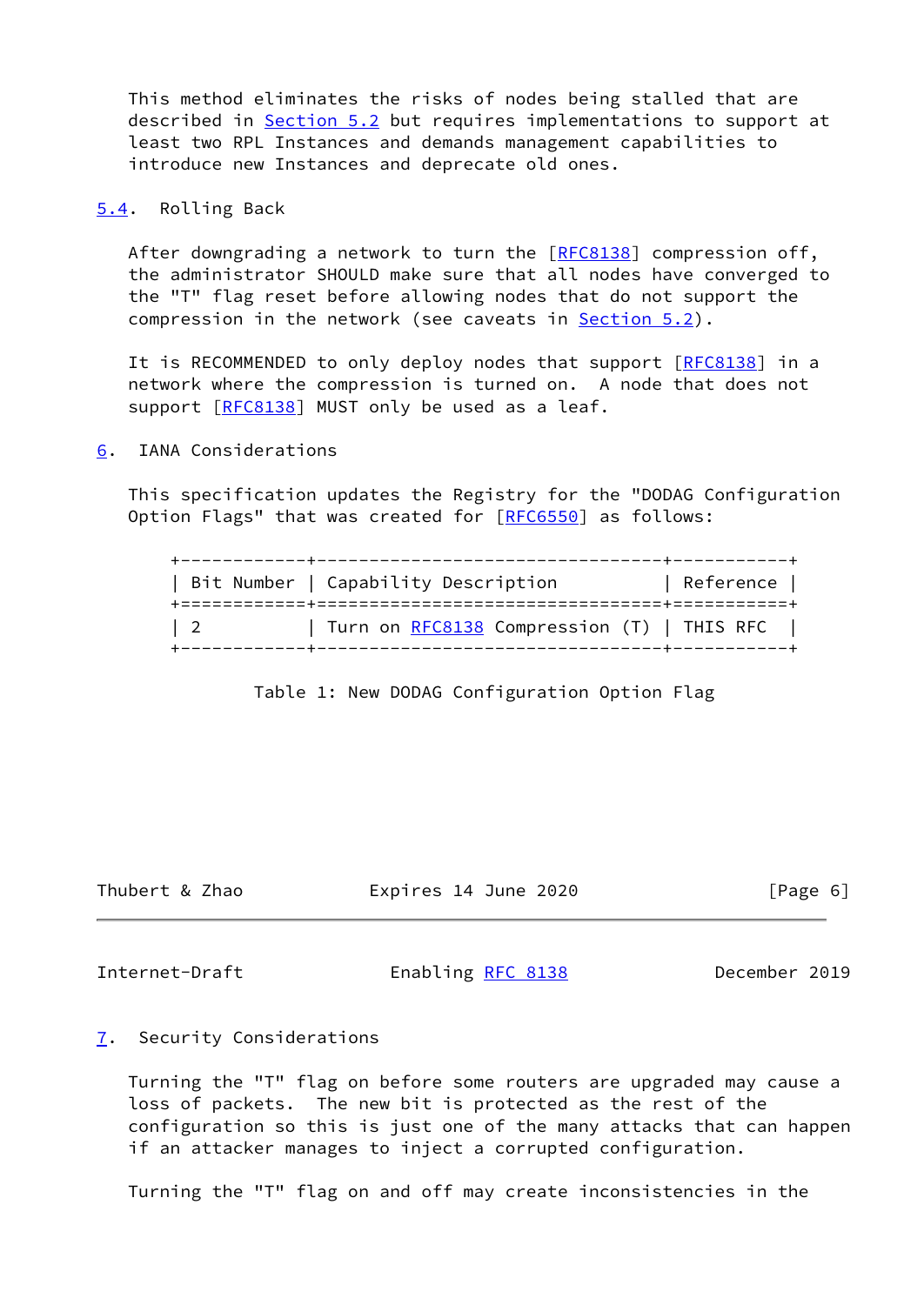This method eliminates the risks of nodes being stalled that are described in Section 5.2 but requires implementations to support at least two RPL Instances and demands management capabilities to introduce new Instances and deprecate old ones.

## 5.4. Rolling Back

After downgrading a network to turn the [RFC8138] compression off, the administrator SHOULD make sure that all nodes have converged to the "T" flag reset before allowing nodes that do not support the compression in the network (see caveats in Section 5.2).

It is RECOMMENDED to only deploy nodes that support [RFC8138] in a network where the compression is turned on. A node that does not support [RFC8138] MUST only be used as a leaf.

# 6. IANA Considerations

This specification updates the Registry for the "DODAG Configuration Option Flags" that was created for [RFC6550] as follows:

| Bit Number | Capability Description | Reference |
|---|---|---|
| 2 | Turn on RFC8138 Compression (T) | THIS RFC |

Table 1: New DODAG Configuration Option Flag

# 7. Security Considerations

Turning the "T" flag on before some routers are upgraded may cause a loss of packets. The new bit is protected as the rest of the configuration so this is just one of the many attacks that can happen if an attacker manages to inject a corrupted configuration.

Turning the "T" flag on and off may create inconsistencies in the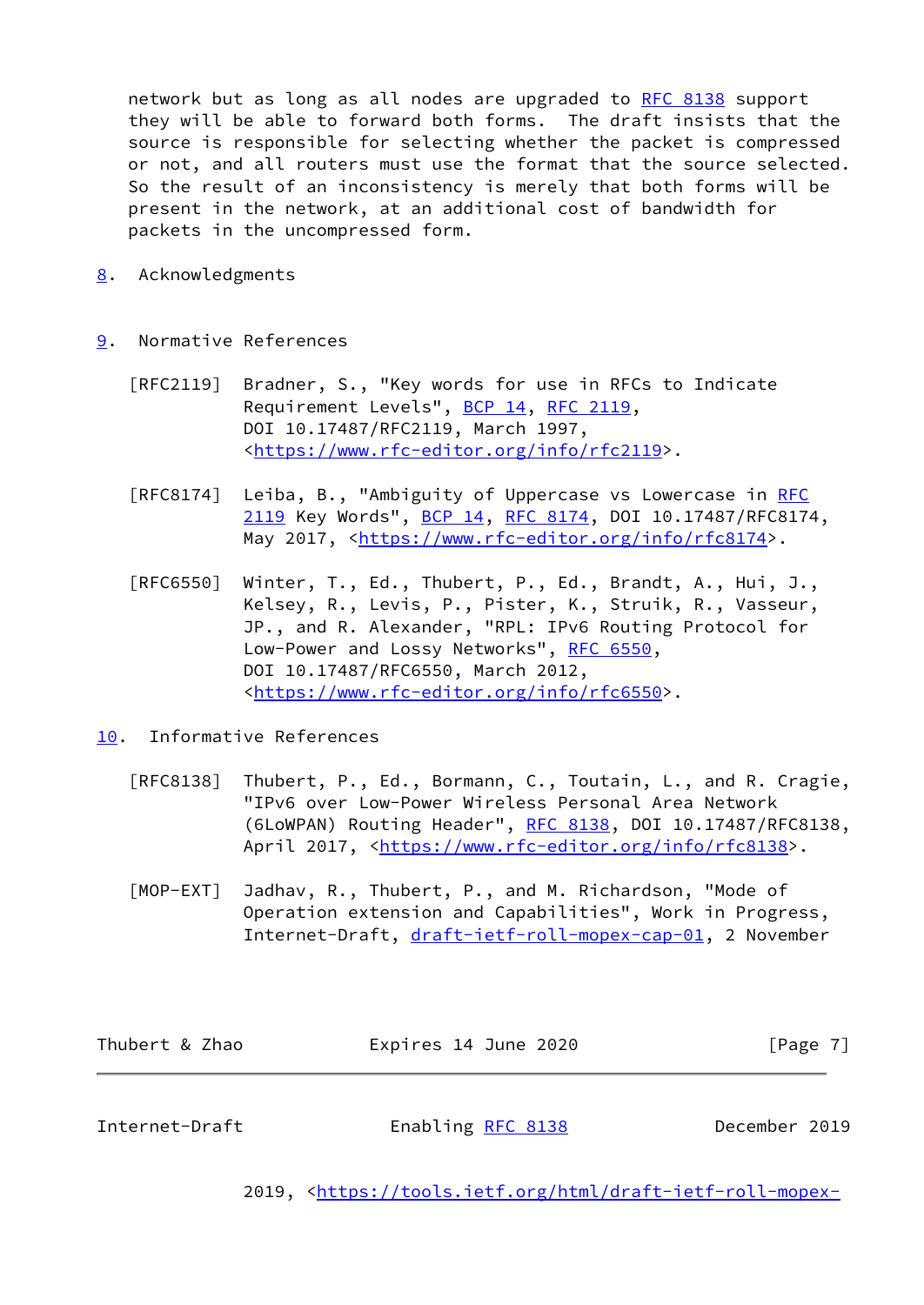network but as long as all nodes are upgraded to RFC 8138 support they will be able to forward both forms. The draft insists that the source is responsible for selecting whether the packet is compressed or not, and all routers must use the format that the source selected. So the result of an inconsistency is merely that both forms will be present in the network, at an additional cost of bandwidth for packets in the uncompressed form.

## 8. Acknowledgments

## 9. Normative References

[RFC2119] Bradner, S., "Key words for use in RFCs to Indicate Requirement Levels", BCP 14, RFC 2119, DOI 10.17487/RFC2119, March 1997, <https://www.rfc-editor.org/info/rfc2119>.

[RFC8174] Leiba, B., "Ambiguity of Uppercase vs Lowercase in RFC 2119 Key Words", BCP 14, RFC 8174, DOI 10.17487/RFC8174, May 2017, <https://www.rfc-editor.org/info/rfc8174>.

[RFC6550] Winter, T., Ed., Thubert, P., Ed., Brandt, A., Hui, J., Kelsey, R., Levis, P., Pister, K., Struik, R., Vasseur, JP., and R. Alexander, "RPL: IPv6 Routing Protocol for Low-Power and Lossy Networks", RFC 6550, DOI 10.17487/RFC6550, March 2012, <https://www.rfc-editor.org/info/rfc6550>.

## 10. Informative References

[RFC8138] Thubert, P., Ed., Bormann, C., Toutain, L., and R. Cragie, "IPv6 over Low-Power Wireless Personal Area Network (6LoWPAN) Routing Header", RFC 8138, DOI 10.17487/RFC8138, April 2017, <https://www.rfc-editor.org/info/rfc8138>.

[MOP-EXT] Jadhav, R., Thubert, P., and M. Richardson, "Mode of Operation extension and Capabilities", Work in Progress, Internet-Draft, draft-ietf-roll-mopex-cap-01, 2 November 2019, <https://tools.ietf.org/html/draft-ietf-roll-mopex-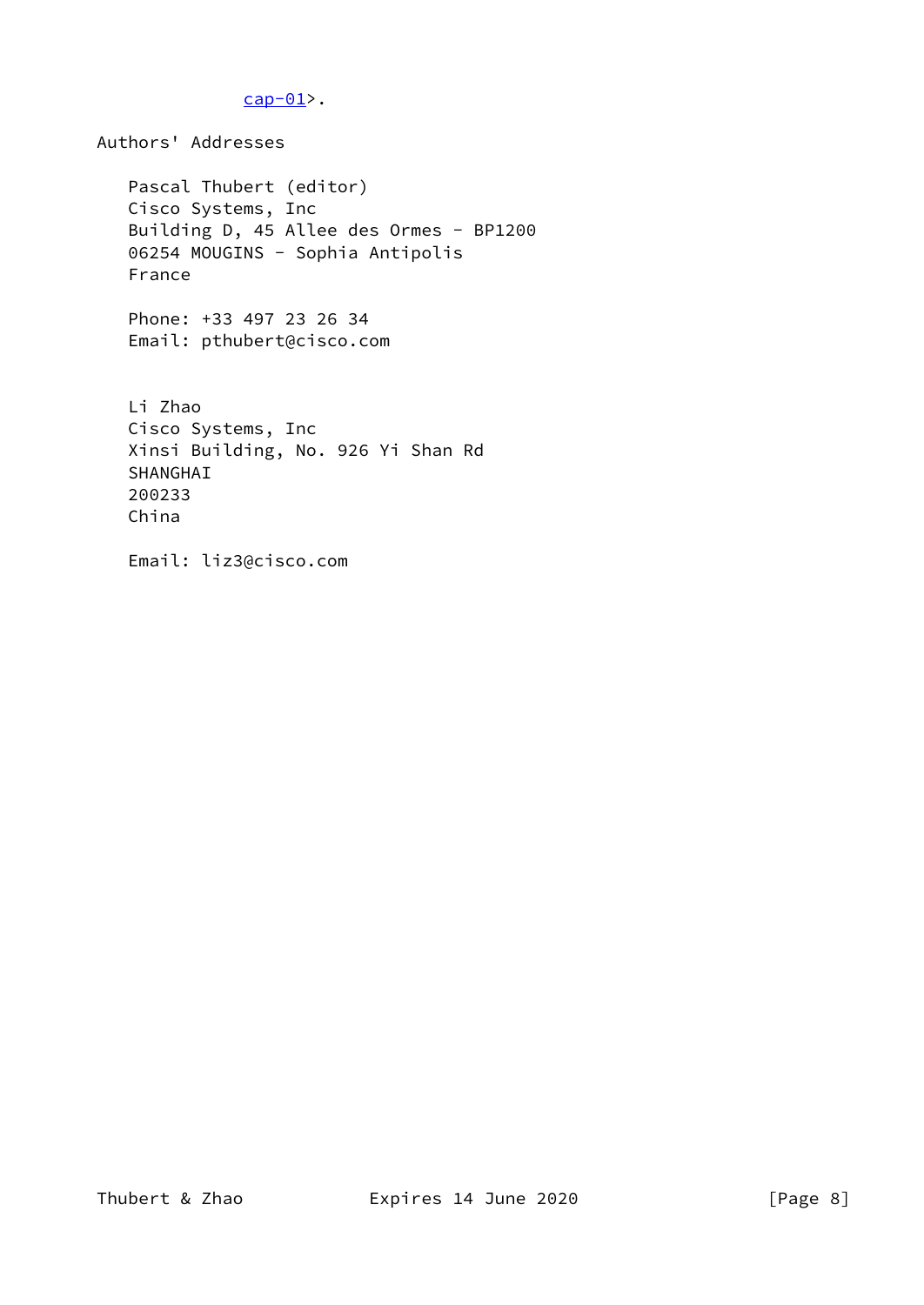cap-01>.

## Authors' Addresses

Pascal Thubert (editor)
Cisco Systems, Inc
Building D, 45 Allee des Ormes - BP1200
06254 MOUGINS - Sophia Antipolis
France

Phone: +33 497 23 26 34
Email: pthubert@cisco.com

Li Zhao
Cisco Systems, Inc
Xinsi Building, No. 926 Yi Shan Rd
SHANGHAI
200233
China

Email: liz3@cisco.com